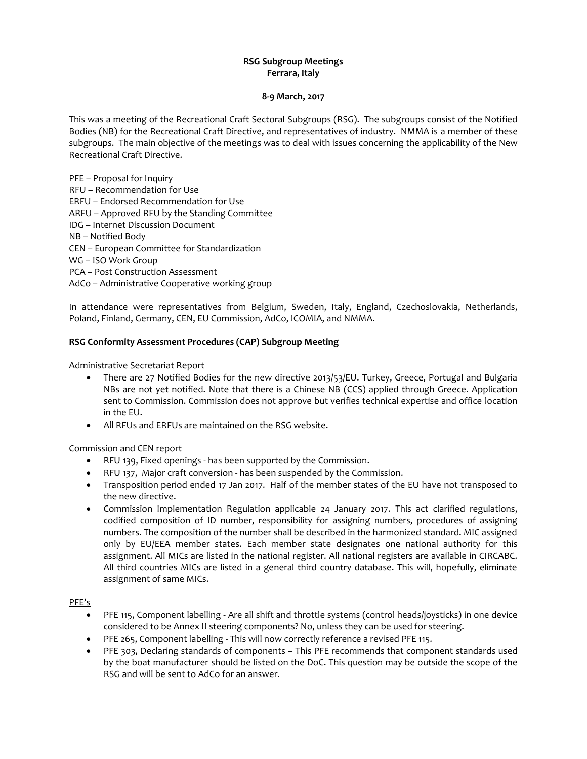**RSG Subgroup Meetings**
**Ferrara, Italy**

**8-9 March, 2017**

This was a meeting of the Recreational Craft Sectoral Subgroups (RSG). The subgroups consist of the Notified Bodies (NB) for the Recreational Craft Directive, and representatives of industry. NMMA is a member of these subgroups. The main objective of the meetings was to deal with issues concerning the applicability of the New Recreational Craft Directive.

PFE – Proposal for Inquiry
RFU – Recommendation for Use
ERFU – Endorsed Recommendation for Use
ARFU – Approved RFU by the Standing Committee
IDG – Internet Discussion Document
NB – Notified Body
CEN – European Committee for Standardization
WG – ISO Work Group
PCA – Post Construction Assessment
AdCo – Administrative Cooperative working group

In attendance were representatives from Belgium, Sweden, Italy, England, Czechoslovakia, Netherlands, Poland, Finland, Germany, CEN, EU Commission, AdCo, ICOMIA, and NMMA.

**RSG Conformity Assessment Procedures (CAP) Subgroup Meeting**

Administrative Secretariat Report

- There are 27 Notified Bodies for the new directive 2013/53/EU. Turkey, Greece, Portugal and Bulgaria NBs are not yet notified. Note that there is a Chinese NB (CCS) applied through Greece. Application sent to Commission. Commission does not approve but verifies technical expertise and office location in the EU.
- All RFUs and ERFUs are maintained on the RSG website.

Commission and CEN report

- RFU 139, Fixed openings - has been supported by the Commission.
- RFU 137, Major craft conversion - has been suspended by the Commission.
- Transposition period ended 17 Jan 2017. Half of the member states of the EU have not transposed to the new directive.
- Commission Implementation Regulation applicable 24 January 2017. This act clarified regulations, codified composition of ID number, responsibility for assigning numbers, procedures of assigning numbers. The composition of the number shall be described in the harmonized standard. MIC assigned only by EU/EEA member states. Each member state designates one national authority for this assignment. All MICs are listed in the national register. All national registers are available in CIRCABC. All third countries MICs are listed in a general third country database. This will, hopefully, eliminate assignment of same MICs.

PFE's

- PFE 115, Component labelling - Are all shift and throttle systems (control heads/joysticks) in one device considered to be Annex II steering components? No, unless they can be used for steering.
- PFE 265, Component labelling - This will now correctly reference a revised PFE 115.
- PFE 303, Declaring standards of components – This PFE recommends that component standards used by the boat manufacturer should be listed on the DoC. This question may be outside the scope of the RSG and will be sent to AdCo for an answer.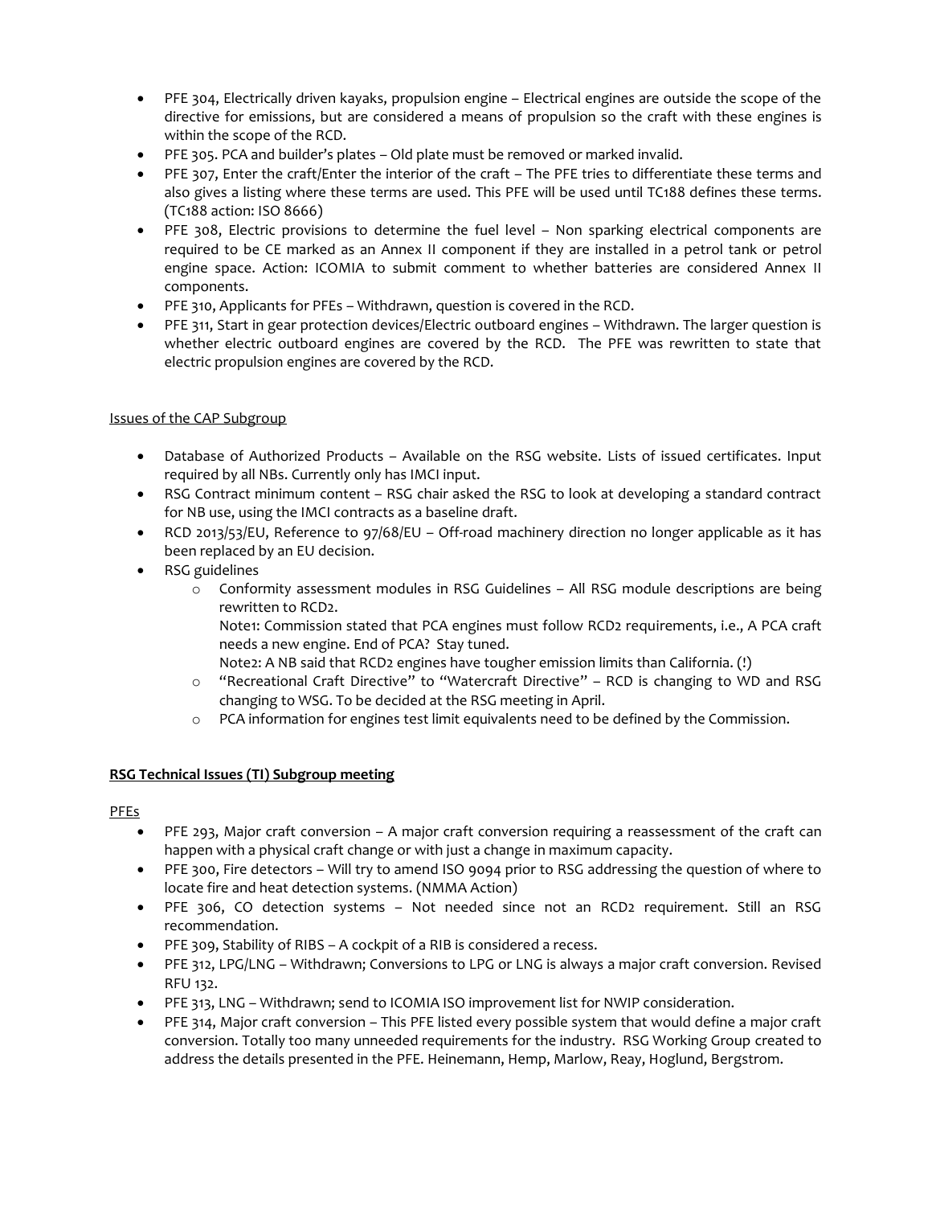- PFE 304, Electrically driven kayaks, propulsion engine – Electrical engines are outside the scope of the directive for emissions, but are considered a means of propulsion so the craft with these engines is within the scope of the RCD.
- PFE 305. PCA and builder's plates – Old plate must be removed or marked invalid.
- PFE 307, Enter the craft/Enter the interior of the craft – The PFE tries to differentiate these terms and also gives a listing where these terms are used. This PFE will be used until TC188 defines these terms. (TC188 action: ISO 8666)
- PFE 308, Electric provisions to determine the fuel level – Non sparking electrical components are required to be CE marked as an Annex II component if they are installed in a petrol tank or petrol engine space. Action: ICOMIA to submit comment to whether batteries are considered Annex II components.
- PFE 310, Applicants for PFEs – Withdrawn, question is covered in the RCD.
- PFE 311, Start in gear protection devices/Electric outboard engines – Withdrawn. The larger question is whether electric outboard engines are covered by the RCD. The PFE was rewritten to state that electric propulsion engines are covered by the RCD.

Issues of the CAP Subgroup

- Database of Authorized Products – Available on the RSG website. Lists of issued certificates. Input required by all NBs. Currently only has IMCI input.
- RSG Contract minimum content – RSG chair asked the RSG to look at developing a standard contract for NB use, using the IMCI contracts as a baseline draft.
- RCD 2013/53/EU, Reference to 97/68/EU – Off-road machinery direction no longer applicable as it has been replaced by an EU decision.
- RSG guidelines
    - Conformity assessment modules in RSG Guidelines – All RSG module descriptions are being rewritten to RCD2.
      Note1: Commission stated that PCA engines must follow RCD2 requirements, i.e., A PCA craft needs a new engine. End of PCA? Stay tuned.
      Note2: A NB said that RCD2 engines have tougher emission limits than California. (!)
    - "Recreational Craft Directive" to "Watercraft Directive" – RCD is changing to WD and RSG changing to WSG. To be decided at the RSG meeting in April.
    - PCA information for engines test limit equivalents need to be defined by the Commission.

**RSG Technical Issues (TI) Subgroup meeting**

PFEs

- PFE 293, Major craft conversion – A major craft conversion requiring a reassessment of the craft can happen with a physical craft change or with just a change in maximum capacity.
- PFE 300, Fire detectors – Will try to amend ISO 9094 prior to RSG addressing the question of where to locate fire and heat detection systems. (NMMA Action)
- PFE 306, CO detection systems – Not needed since not an RCD2 requirement. Still an RSG recommendation.
- PFE 309, Stability of RIBS – A cockpit of a RIB is considered a recess.
- PFE 312, LPG/LNG – Withdrawn; Conversions to LPG or LNG is always a major craft conversion. Revised RFU 132.
- PFE 313, LNG – Withdrawn; send to ICOMIA ISO improvement list for NWIP consideration.
- PFE 314, Major craft conversion – This PFE listed every possible system that would define a major craft conversion. Totally too many unneeded requirements for the industry. RSG Working Group created to address the details presented in the PFE. Heinemann, Hemp, Marlow, Reay, Hoglund, Bergstrom.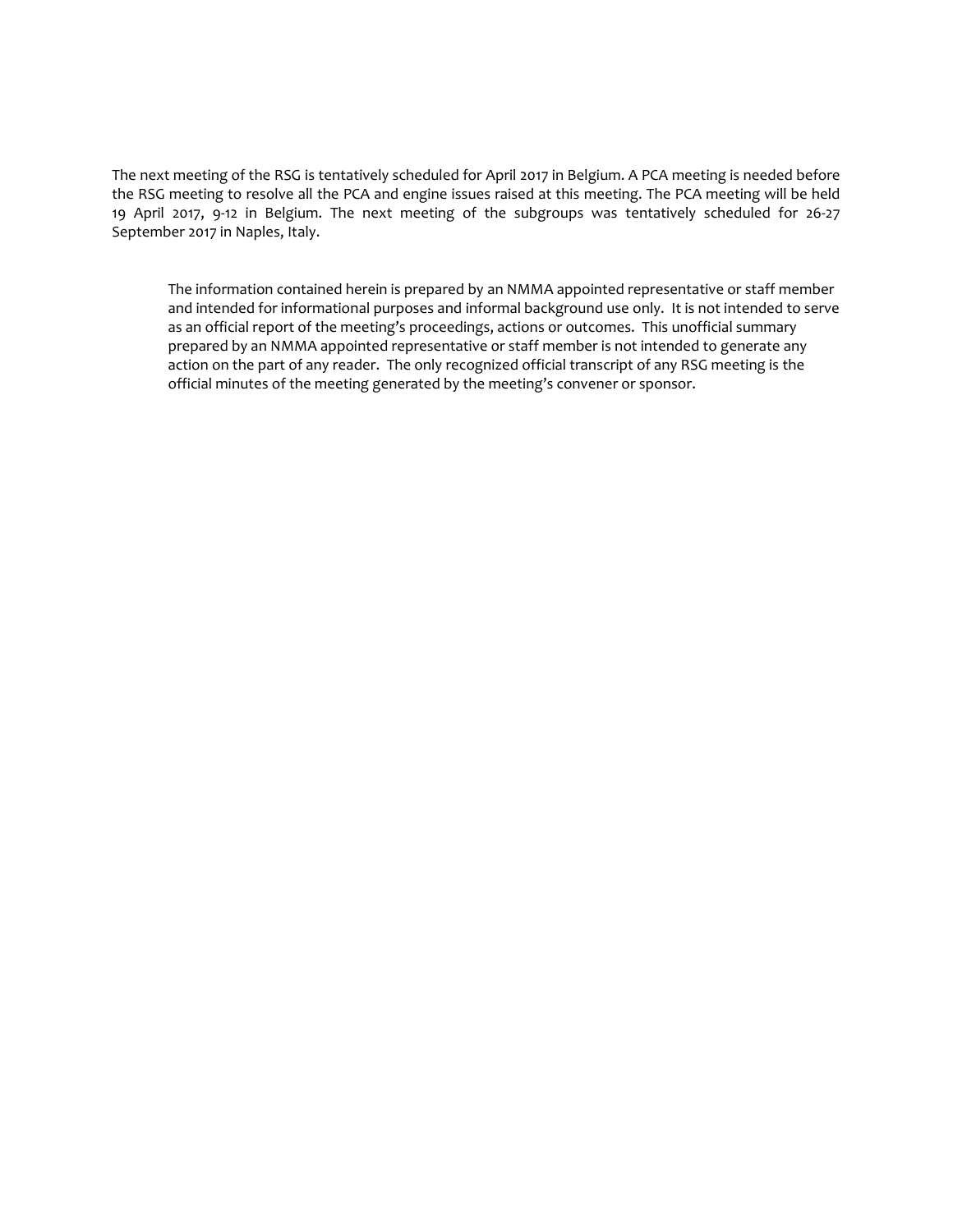The next meeting of the RSG is tentatively scheduled for April 2017 in Belgium. A PCA meeting is needed before the RSG meeting to resolve all the PCA and engine issues raised at this meeting. The PCA meeting will be held 19 April 2017, 9-12 in Belgium. The next meeting of the subgroups was tentatively scheduled for 26-27 September 2017 in Naples, Italy.

> The information contained herein is prepared by an NMMA appointed representative or staff member and intended for informational purposes and informal background use only. It is not intended to serve as an official report of the meeting's proceedings, actions or outcomes. This unofficial summary prepared by an NMMA appointed representative or staff member is not intended to generate any action on the part of any reader. The only recognized official transcript of any RSG meeting is the official minutes of the meeting generated by the meeting's convener or sponsor.